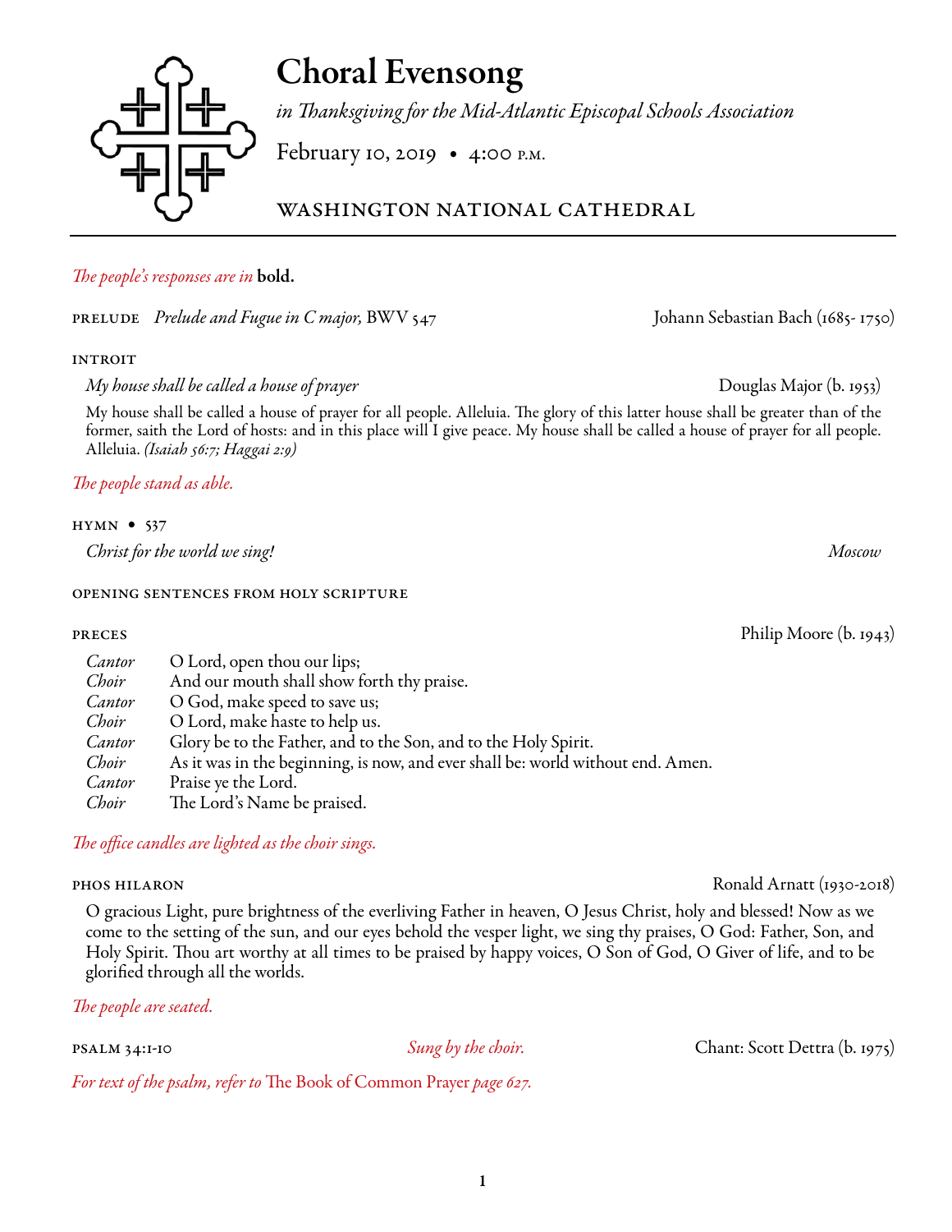# Choral Evensong

*in Thanksgiving for the Mid-Atlantic Episcopal Schools Association*

February 10, 2019 • 4:00 p.m.

WASHINGTON NATIONAL CATHEDRAL

---

*The people's responses are in* **bold.**

PRELUDE *Prelude and Fugue in C major,* BWV 547 — Johann Sebastian Bach (1685- 1750)

INTROIT

*My house shall be called a house of prayer* — Douglas Major (b. 1953)

My house shall be called a house of prayer for all people. Alleluia. The glory of this latter house shall be greater than of the former, saith the Lord of hosts: and in this place will I give peace. My house shall be called a house of prayer for all people. Alleluia. *(Isaiah 56:7; Haggai 2:9)*

*The people stand as able.*

HYMN • 537

*Christ for the world we sing!* — *Moscow*

OPENING SENTENCES FROM HOLY SCRIPTURE

PRECES — Philip Moore (b. 1943)

*Cantor* O Lord, open thou our lips;
*Choir* And our mouth shall show forth thy praise.
*Cantor* O God, make speed to save us;
*Choir* O Lord, make haste to help us.
*Cantor* Glory be to the Father, and to the Son, and to the Holy Spirit.
*Choir* As it was in the beginning, is now, and ever shall be: world without end. Amen.
*Cantor* Praise ye the Lord.
*Choir* The Lord's Name be praised.

*The office candles are lighted as the choir sings.*

PHOS HILARON — Ronald Arnatt (1930-2018)

O gracious Light, pure brightness of the everliving Father in heaven, O Jesus Christ, holy and blessed! Now as we come to the setting of the sun, and our eyes behold the vesper light, we sing thy praises, O God: Father, Son, and Holy Spirit. Thou art worthy at all times to be praised by happy voices, O Son of God, O Giver of life, and to be glorified through all the worlds.

*The people are seated.*

PSALM 34:1-10 — *Sung by the choir.* — Chant: Scott Dettra (b. 1975)

*For text of the psalm, refer to* The Book of Common Prayer *page 627.*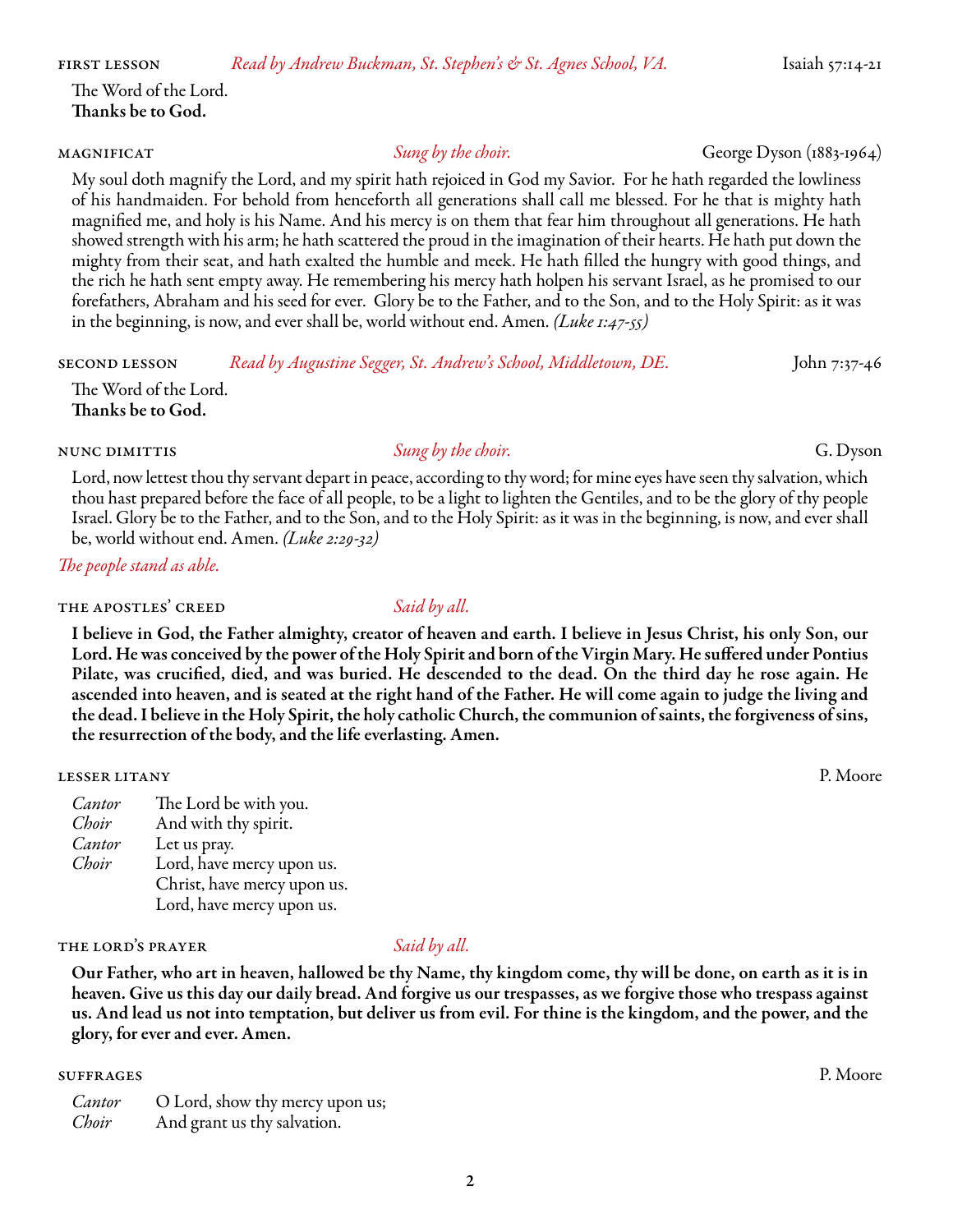**FIRST LESSON** *Read by Andrew Buckman, St. Stephen's & St. Agnes School, VA.* Isaiah 57:14-21

The Word of the Lord.
**Thanks be to God.**

**MAGNIFICAT** *Sung by the choir.* George Dyson (1883-1964)

My soul doth magnify the Lord, and my spirit hath rejoiced in God my Savior. For he hath regarded the lowliness of his handmaiden. For behold from henceforth all generations shall call me blessed. For he that is mighty hath magnified me, and holy is his Name. And his mercy is on them that fear him throughout all generations. He hath showed strength with his arm; he hath scattered the proud in the imagination of their hearts. He hath put down the mighty from their seat, and hath exalted the humble and meek. He hath filled the hungry with good things, and the rich he hath sent empty away. He remembering his mercy hath holpen his servant Israel, as he promised to our forefathers, Abraham and his seed for ever. Glory be to the Father, and to the Son, and to the Holy Spirit: as it was in the beginning, is now, and ever shall be, world without end. Amen. *(Luke 1:47-55)*

**SECOND LESSON** *Read by Augustine Segger, St. Andrew's School, Middletown, DE.* John 7:37-46

The Word of the Lord.
**Thanks be to God.**

**NUNC DIMITTIS** *Sung by the choir.* G. Dyson

Lord, now lettest thou thy servant depart in peace, according to thy word; for mine eyes have seen thy salvation, which thou hast prepared before the face of all people, to be a light to lighten the Gentiles, and to be the glory of thy people Israel. Glory be to the Father, and to the Son, and to the Holy Spirit: as it was in the beginning, is now, and ever shall be, world without end. Amen. *(Luke 2:29-32)*

*The people stand as able.*

**THE APOSTLES' CREED** *Said by all.*

**I believe in God, the Father almighty, creator of heaven and earth. I believe in Jesus Christ, his only Son, our Lord. He was conceived by the power of the Holy Spirit and born of the Virgin Mary. He suffered under Pontius Pilate, was crucified, died, and was buried. He descended to the dead. On the third day he rose again. He ascended into heaven, and is seated at the right hand of the Father. He will come again to judge the living and the dead. I believe in the Holy Spirit, the holy catholic Church, the communion of saints, the forgiveness of sins, the resurrection of the body, and the life everlasting. Amen.**

**LESSER LITANY** P. Moore

*Cantor* The Lord be with you.
*Choir* And with thy spirit.
*Cantor* Let us pray.
*Choir* Lord, have mercy upon us.
Christ, have mercy upon us.
Lord, have mercy upon us.

**THE LORD'S PRAYER** *Said by all.*

**Our Father, who art in heaven, hallowed be thy Name, thy kingdom come, thy will be done, on earth as it is in heaven. Give us this day our daily bread. And forgive us our trespasses, as we forgive those who trespass against us. And lead us not into temptation, but deliver us from evil. For thine is the kingdom, and the power, and the glory, for ever and ever. Amen.**

**SUFFRAGES** P. Moore

*Cantor* O Lord, show thy mercy upon us;
*Choir* And grant us thy salvation.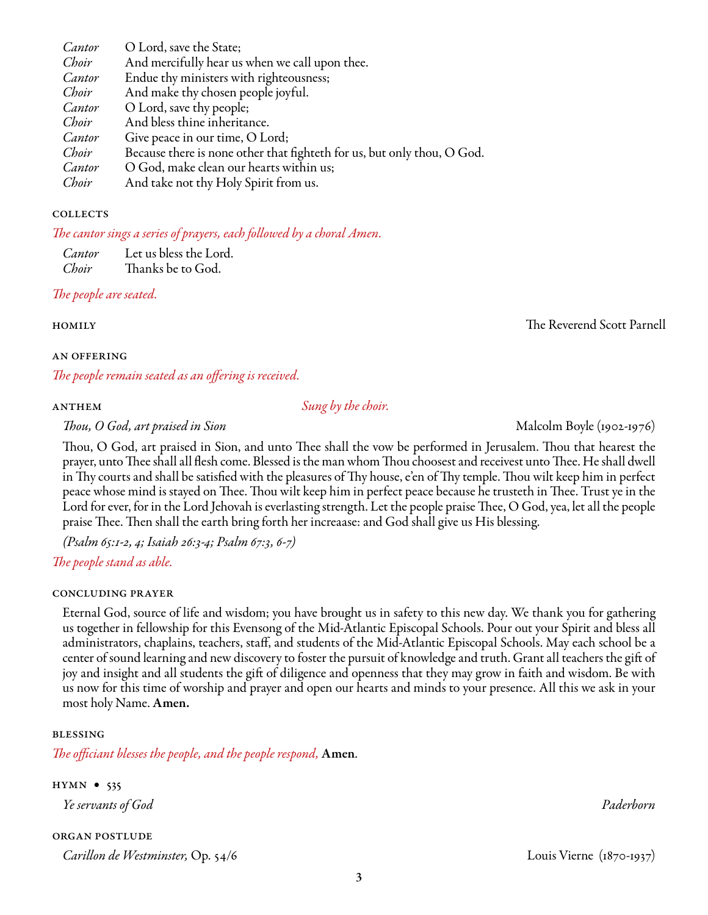*Cantor* O Lord, save the State;
*Choir* And mercifully hear us when we call upon thee.
*Cantor* Endue thy ministers with righteousness;
*Choir* And make thy chosen people joyful.
*Cantor* O Lord, save thy people;
*Choir* And bless thine inheritance.
*Cantor* Give peace in our time, O Lord;
*Choir* Because there is none other that fighteth for us, but only thou, O God.
*Cantor* O God, make clean our hearts within us;
*Choir* And take not thy Holy Spirit from us.

### COLLECTS

*The cantor sings a series of prayers, each followed by a choral Amen.*

*Cantor* Let us bless the Lord.
*Choir* Thanks be to God.

*The people are seated.*

### HOMILY

The Reverend Scott Parnell

### AN OFFERING

*The people remain seated as an offering is received.*

### ANTHEM

*Sung by the choir.*

*Thou, O God, art praised in Sion* — Malcolm Boyle (1902-1976)

Thou, O God, art praised in Sion, and unto Thee shall the vow be performed in Jerusalem. Thou that hearest the prayer, unto Thee shall all flesh come. Blessed is the man whom Thou choosest and receivest unto Thee. He shall dwell in Thy courts and shall be satisfied with the pleasures of Thy house, e'en of Thy temple. Thou wilt keep him in perfect peace whose mind is stayed on Thee. Thou wilt keep him in perfect peace because he trusteth in Thee. Trust ye in the Lord for ever, for in the Lord Jehovah is everlasting strength. Let the people praise Thee, O God, yea, let all the people praise Thee. Then shall the earth bring forth her increaase: and God shall give us His blessing.

*(Psalm 65:1-2, 4; Isaiah 26:3-4; Psalm 67:3, 6-7)*

*The people stand as able.*

### CONCLUDING PRAYER

Eternal God, source of life and wisdom; you have brought us in safety to this new day. We thank you for gathering us together in fellowship for this Evensong of the Mid-Atlantic Episcopal Schools. Pour out your Spirit and bless all administrators, chaplains, teachers, staff, and students of the Mid-Atlantic Episcopal Schools. May each school be a center of sound learning and new discovery to foster the pursuit of knowledge and truth. Grant all teachers the gift of joy and insight and all students the gift of diligence and openness that they may grow in faith and wisdom. Be with us now for this time of worship and prayer and open our hearts and minds to your presence. All this we ask in your most holy Name. **Amen.**

### BLESSING

*The officiant blesses the people, and the people respond,* **Amen**.

### HYMN • 535

*Ye servants of God* — *Paderborn*

### ORGAN POSTLUDE

*Carillon de Westminster,* Op. 54/6 — Louis Vierne (1870-1937)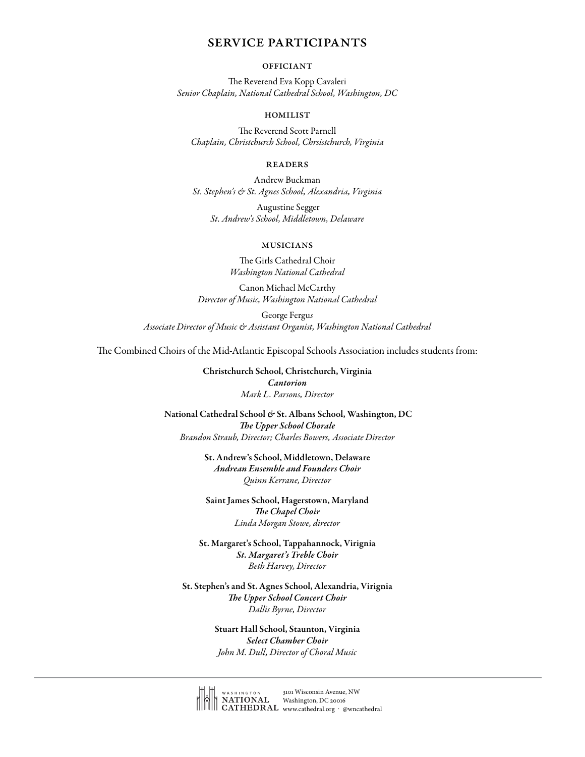## SERVICE PARTICIPANTS

### OFFICIANT

The Reverend Eva Kopp Cavaleri
*Senior Chaplain, National Cathedral School, Washington, DC*

### HOMILIST

The Reverend Scott Parnell
*Chaplain, Christchurch School, Chrsistchurch, Virginia*

### READERS

Andrew Buckman
*St. Stephen's & St. Agnes School, Alexandria, Virginia*

Augustine Segger
*St. Andrew's School, Middletown, Delaware*

### MUSICIANS

The Girls Cathedral Choir
*Washington National Cathedral*

Canon Michael McCarthy
*Director of Music, Washington National Cathedral*

George Fergus
*Associate Director of Music & Assistant Organist, Washington National Cathedral*

The Combined Choirs of the Mid-Atlantic Episcopal Schools Association includes students from:

**Christchurch School, Christchurch, Virginia**
***Cantorion***
*Mark L. Parsons, Director*

**National Cathedral School & St. Albans School, Washington, DC**
***The Upper School Chorale***
*Brandon Straub, Director; Charles Bowers, Associate Director*

**St. Andrew's School, Middletown, Delaware**
***Andrean Ensemble and Founders Choir***
*Quinn Kerrane, Director*

**Saint James School, Hagerstown, Maryland**
***The Chapel Choir***
*Linda Morgan Stowe, director*

**St. Margaret's School, Tappahannock, Virignia**
***St. Margaret's Treble Choir***
*Beth Harvey, Director*

**St. Stephen's and St. Agnes School, Alexandria, Virignia**
***The Upper School Concert Choir***
*Dallis Byrne, Director*

**Stuart Hall School, Staunton, Virginia**
***Select Chamber Choir***
*John M. Dull, Director of Choral Music*

WASHINGTON NATIONAL CATHEDRAL
3101 Wisconsin Avenue, NW
Washington, DC 20016
www.cathedral.org · @wncathedral